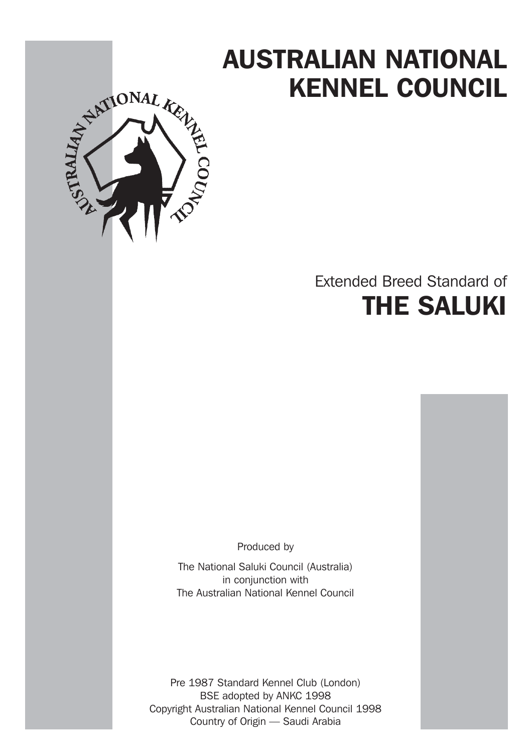# AUSTRALIAN NATIONAL KENNEL COUNCIL

Extended Breed Standard of

# THE SALUKI

Produced by

The National Saluki Council (Australia)
in conjunction with
The Australian National Kennel Council

Pre 1987 Standard Kennel Club (London)
BSE adopted by ANKC 1998
Copyright Australian National Kennel Council 1998
Country of Origin — Saudi Arabia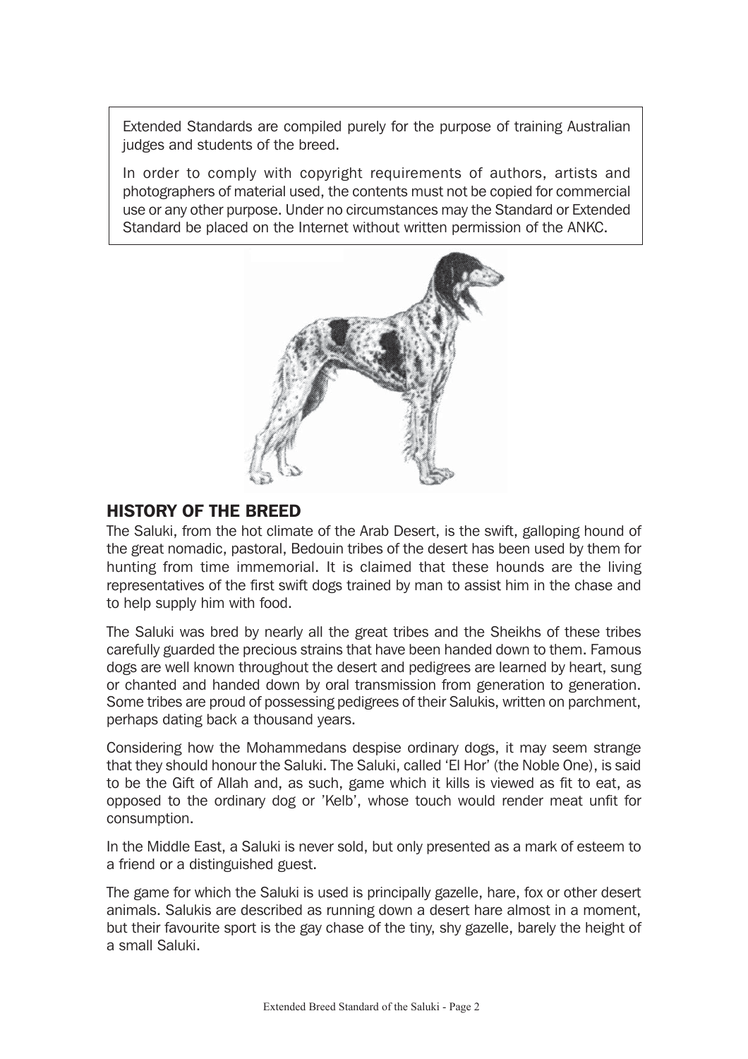Extended Standards are compiled purely for the purpose of training Australian judges and students of the breed.

In order to comply with copyright requirements of authors, artists and photographers of material used, the contents must not be copied for commercial use or any other purpose. Under no circumstances may the Standard or Extended Standard be placed on the Internet without written permission of the ANKC.

## HISTORY OF THE BREED

The Saluki, from the hot climate of the Arab Desert, is the swift, galloping hound of the great nomadic, pastoral, Bedouin tribes of the desert has been used by them for hunting from time immemorial. It is claimed that these hounds are the living representatives of the first swift dogs trained by man to assist him in the chase and to help supply him with food.

The Saluki was bred by nearly all the great tribes and the Sheikhs of these tribes carefully guarded the precious strains that have been handed down to them. Famous dogs are well known throughout the desert and pedigrees are learned by heart, sung or chanted and handed down by oral transmission from generation to generation. Some tribes are proud of possessing pedigrees of their Salukis, written on parchment, perhaps dating back a thousand years.

Considering how the Mohammedans despise ordinary dogs, it may seem strange that they should honour the Saluki. The Saluki, called 'El Hor' (the Noble One), is said to be the Gift of Allah and, as such, game which it kills is viewed as fit to eat, as opposed to the ordinary dog or 'Kelb', whose touch would render meat unfit for consumption.

In the Middle East, a Saluki is never sold, but only presented as a mark of esteem to a friend or a distinguished guest.

The game for which the Saluki is used is principally gazelle, hare, fox or other desert animals. Salukis are described as running down a desert hare almost in a moment, but their favourite sport is the gay chase of the tiny, shy gazelle, barely the height of a small Saluki.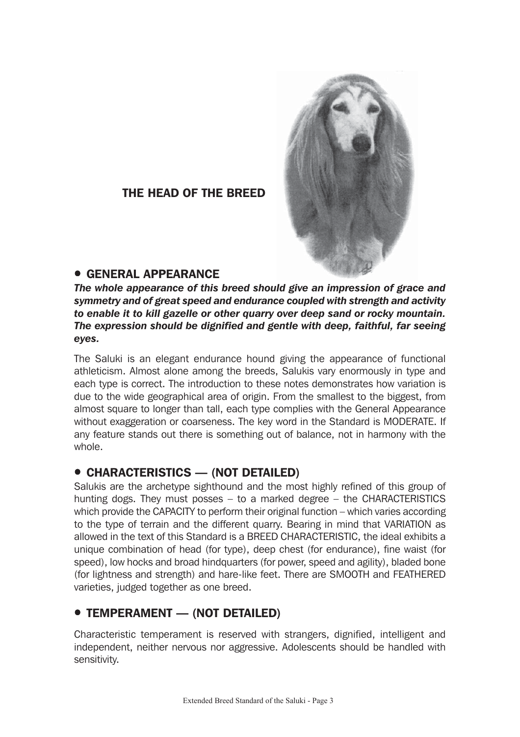## THE HEAD OF THE BREED

## • GENERAL APPEARANCE

***The whole appearance of this breed should give an impression of grace and symmetry and of great speed and endurance coupled with strength and activity to enable it to kill gazelle or other quarry over deep sand or rocky mountain. The expression should be dignified and gentle with deep, faithful, far seeing eyes.***

The Saluki is an elegant endurance hound giving the appearance of functional athleticism. Almost alone among the breeds, Salukis vary enormously in type and each type is correct. The introduction to these notes demonstrates how variation is due to the wide geographical area of origin. From the smallest to the biggest, from almost square to longer than tall, each type complies with the General Appearance without exaggeration or coarseness. The key word in the Standard is MODERATE. If any feature stands out there is something out of balance, not in harmony with the whole.

## • CHARACTERISTICS — (NOT DETAILED)

Salukis are the archetype sighthound and the most highly refined of this group of hunting dogs. They must posses – to a marked degree – the CHARACTERISTICS which provide the CAPACITY to perform their original function – which varies according to the type of terrain and the different quarry. Bearing in mind that VARIATION as allowed in the text of this Standard is a BREED CHARACTERISTIC, the ideal exhibits a unique combination of head (for type), deep chest (for endurance), fine waist (for speed), low hocks and broad hindquarters (for power, speed and agility), bladed bone (for lightness and strength) and hare-like feet. There are SMOOTH and FEATHERED varieties, judged together as one breed.

## • TEMPERAMENT — (NOT DETAILED)

Characteristic temperament is reserved with strangers, dignified, intelligent and independent, neither nervous nor aggressive. Adolescents should be handled with sensitivity.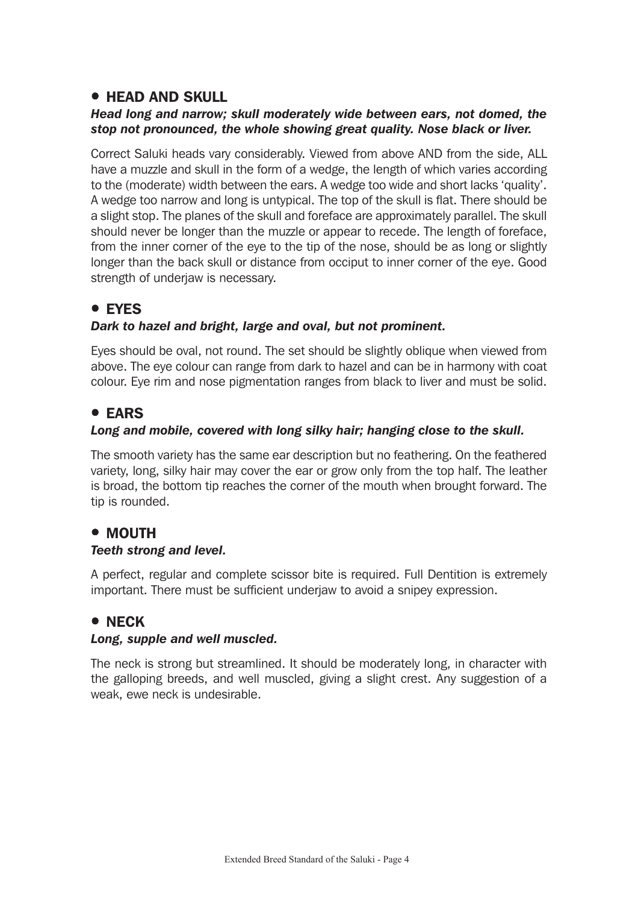## • HEAD AND SKULL

***Head long and narrow; skull moderately wide between ears, not domed, the stop not pronounced, the whole showing great quality. Nose black or liver.***

Correct Saluki heads vary considerably. Viewed from above AND from the side, ALL have a muzzle and skull in the form of a wedge, the length of which varies according to the (moderate) width between the ears. A wedge too wide and short lacks 'quality'. A wedge too narrow and long is untypical. The top of the skull is flat. There should be a slight stop. The planes of the skull and foreface are approximately parallel. The skull should never be longer than the muzzle or appear to recede. The length of foreface, from the inner corner of the eye to the tip of the nose, should be as long or slightly longer than the back skull or distance from occiput to inner corner of the eye. Good strength of underjaw is necessary.

## • EYES

***Dark to hazel and bright, large and oval, but not prominent.***

Eyes should be oval, not round. The set should be slightly oblique when viewed from above. The eye colour can range from dark to hazel and can be in harmony with coat colour. Eye rim and nose pigmentation ranges from black to liver and must be solid.

## • EARS

***Long and mobile, covered with long silky hair; hanging close to the skull.***

The smooth variety has the same ear description but no feathering. On the feathered variety, long, silky hair may cover the ear or grow only from the top half. The leather is broad, the bottom tip reaches the corner of the mouth when brought forward. The tip is rounded.

## • MOUTH

***Teeth strong and level.***

A perfect, regular and complete scissor bite is required. Full Dentition is extremely important. There must be sufficient underjaw to avoid a snipey expression.

## • NECK

***Long, supple and well muscled.***

The neck is strong but streamlined. It should be moderately long, in character with the galloping breeds, and well muscled, giving a slight crest. Any suggestion of a weak, ewe neck is undesirable.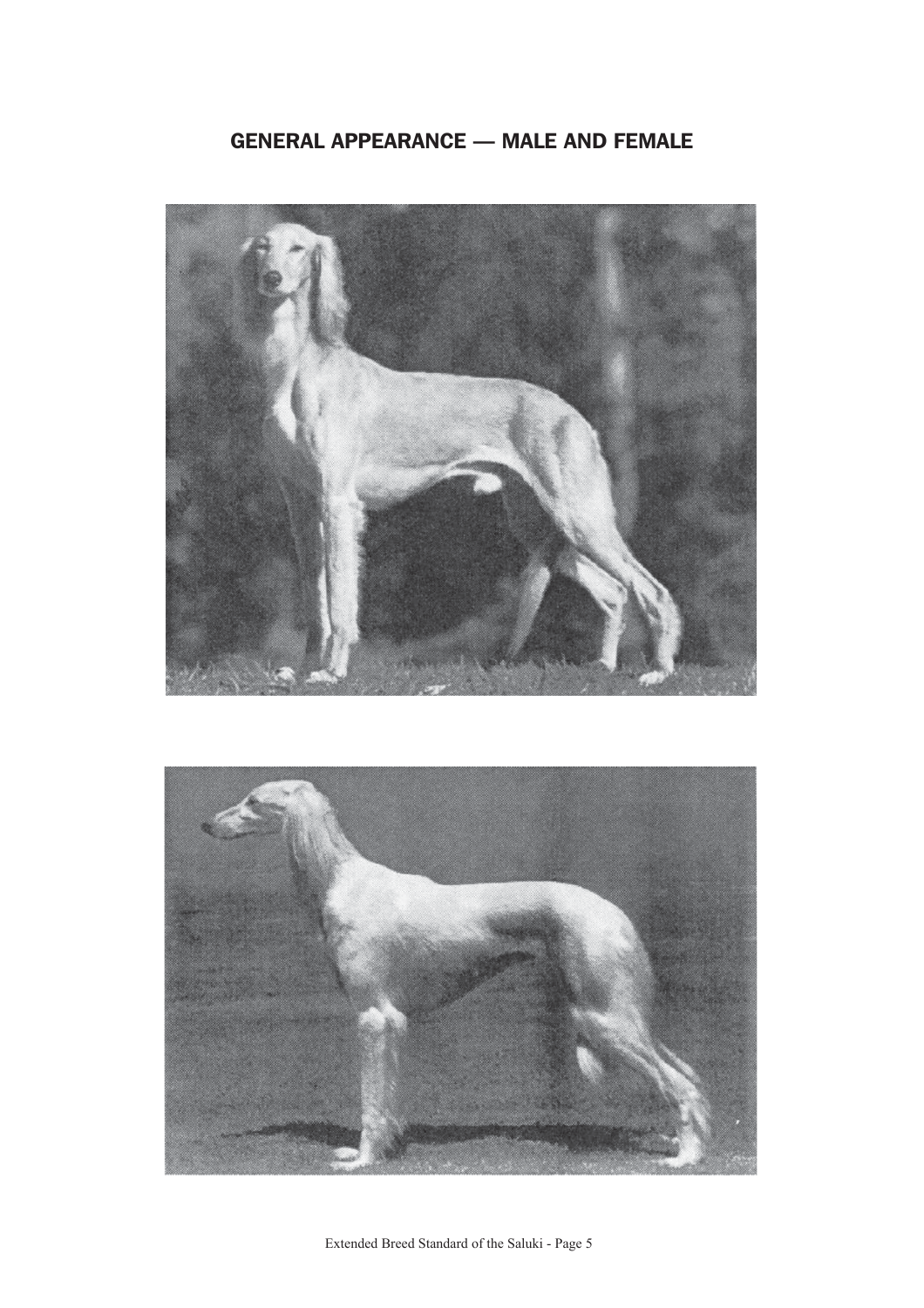## GENERAL APPEARANCE — MALE AND FEMALE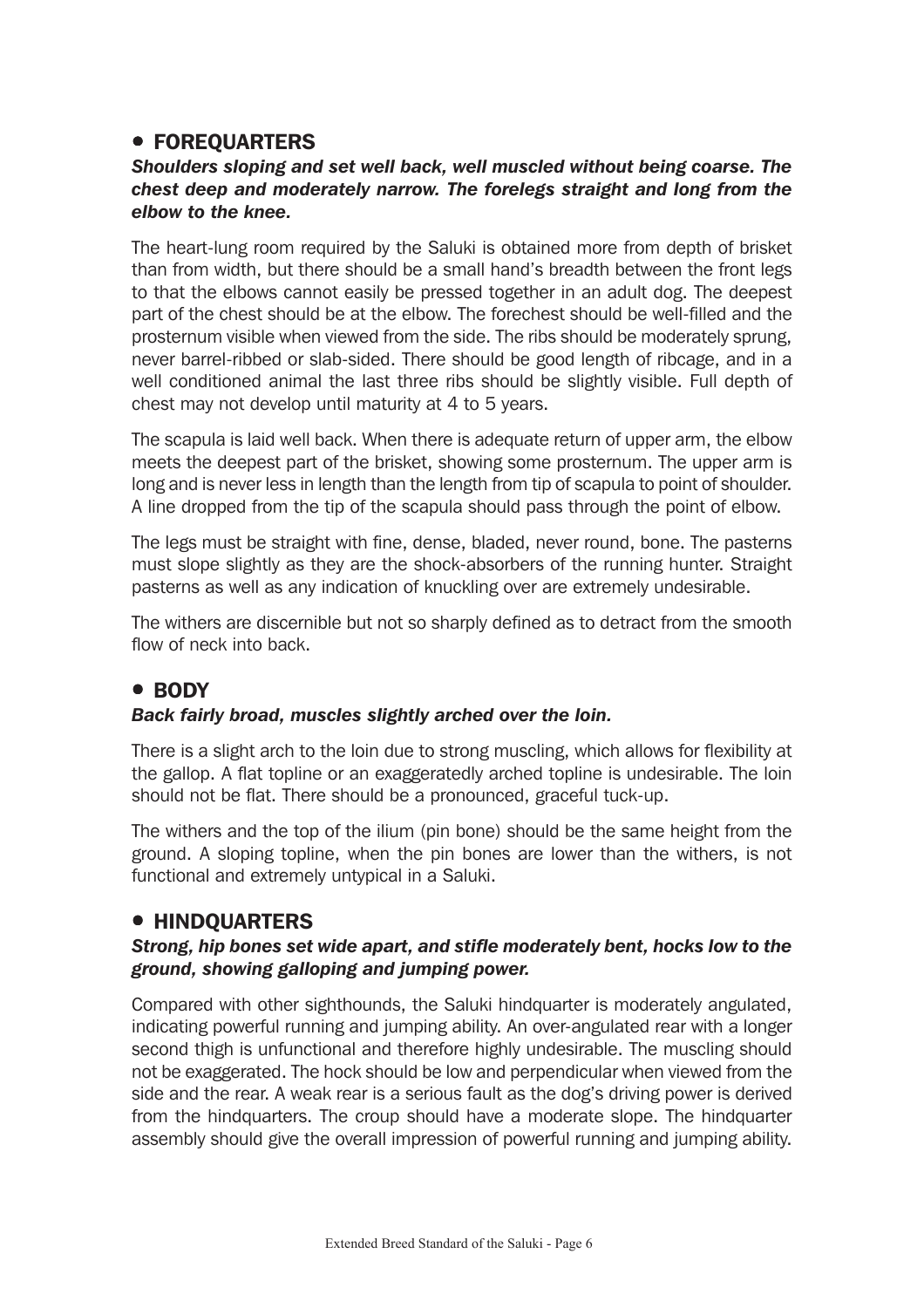## • FOREQUARTERS

***Shoulders sloping and set well back, well muscled without being coarse. The chest deep and moderately narrow. The forelegs straight and long from the elbow to the knee.***

The heart-lung room required by the Saluki is obtained more from depth of brisket than from width, but there should be a small hand's breadth between the front legs to that the elbows cannot easily be pressed together in an adult dog. The deepest part of the chest should be at the elbow. The forechest should be well-filled and the prosternum visible when viewed from the side. The ribs should be moderately sprung, never barrel-ribbed or slab-sided. There should be good length of ribcage, and in a well conditioned animal the last three ribs should be slightly visible. Full depth of chest may not develop until maturity at 4 to 5 years.

The scapula is laid well back. When there is adequate return of upper arm, the elbow meets the deepest part of the brisket, showing some prosternum. The upper arm is long and is never less in length than the length from tip of scapula to point of shoulder. A line dropped from the tip of the scapula should pass through the point of elbow.

The legs must be straight with fine, dense, bladed, never round, bone. The pasterns must slope slightly as they are the shock-absorbers of the running hunter. Straight pasterns as well as any indication of knuckling over are extremely undesirable.

The withers are discernible but not so sharply defined as to detract from the smooth flow of neck into back.

## • BODY

***Back fairly broad, muscles slightly arched over the loin.***

There is a slight arch to the loin due to strong muscling, which allows for flexibility at the gallop. A flat topline or an exaggeratedly arched topline is undesirable. The loin should not be flat. There should be a pronounced, graceful tuck-up.

The withers and the top of the ilium (pin bone) should be the same height from the ground. A sloping topline, when the pin bones are lower than the withers, is not functional and extremely untypical in a Saluki.

## • HINDQUARTERS

***Strong, hip bones set wide apart, and stifle moderately bent, hocks low to the ground, showing galloping and jumping power.***

Compared with other sighthounds, the Saluki hindquarter is moderately angulated, indicating powerful running and jumping ability. An over-angulated rear with a longer second thigh is unfunctional and therefore highly undesirable. The muscling should not be exaggerated. The hock should be low and perpendicular when viewed from the side and the rear. A weak rear is a serious fault as the dog's driving power is derived from the hindquarters. The croup should have a moderate slope. The hindquarter assembly should give the overall impression of powerful running and jumping ability.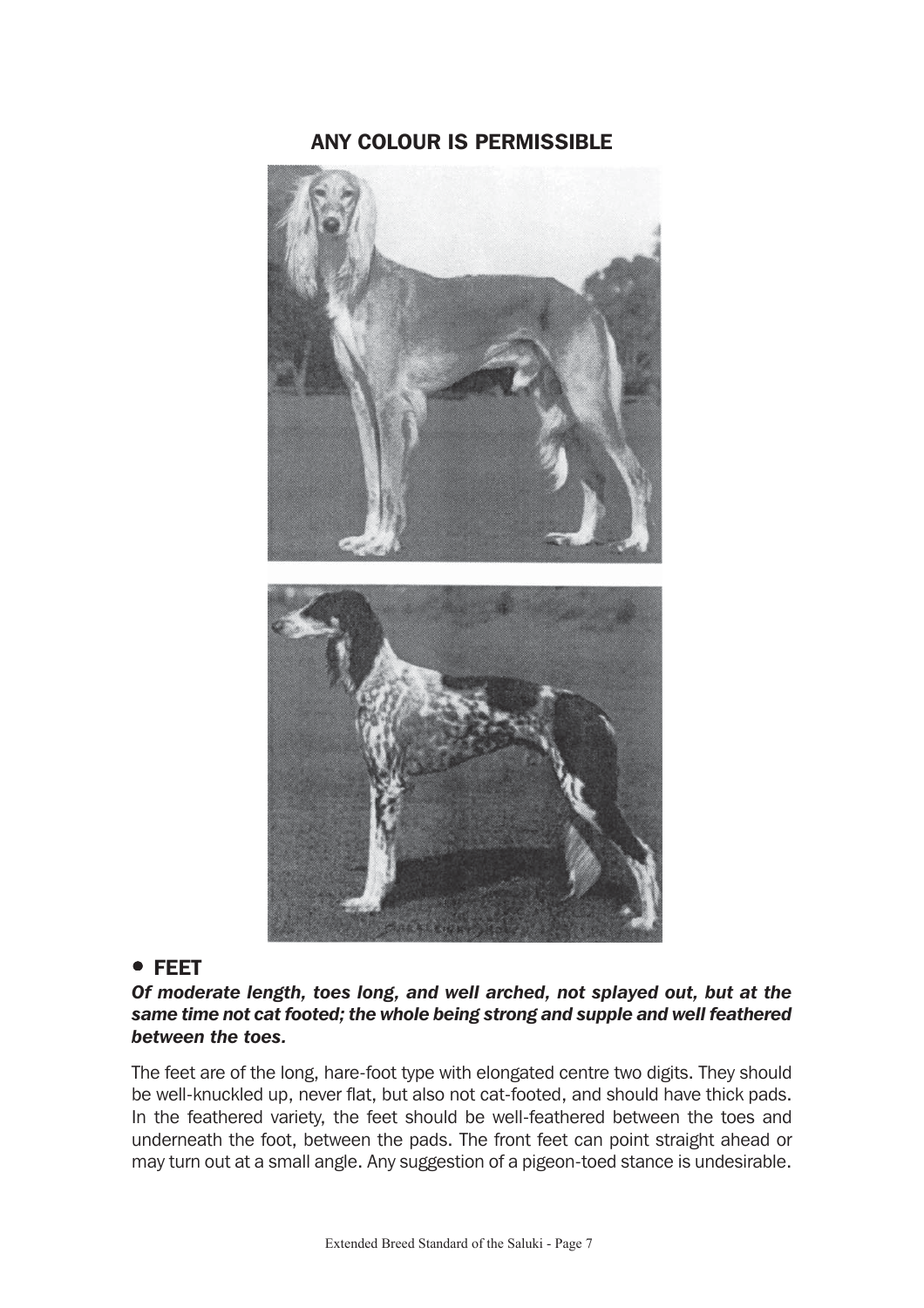## ANY COLOUR IS PERMISSIBLE

## • FEET

***Of moderate length, toes long, and well arched, not splayed out, but at the same time not cat footed; the whole being strong and supple and well feathered between the toes.***

The feet are of the long, hare-foot type with elongated centre two digits. They should be well-knuckled up, never flat, but also not cat-footed, and should have thick pads. In the feathered variety, the feet should be well-feathered between the toes and underneath the foot, between the pads. The front feet can point straight ahead or may turn out at a small angle. Any suggestion of a pigeon-toed stance is undesirable.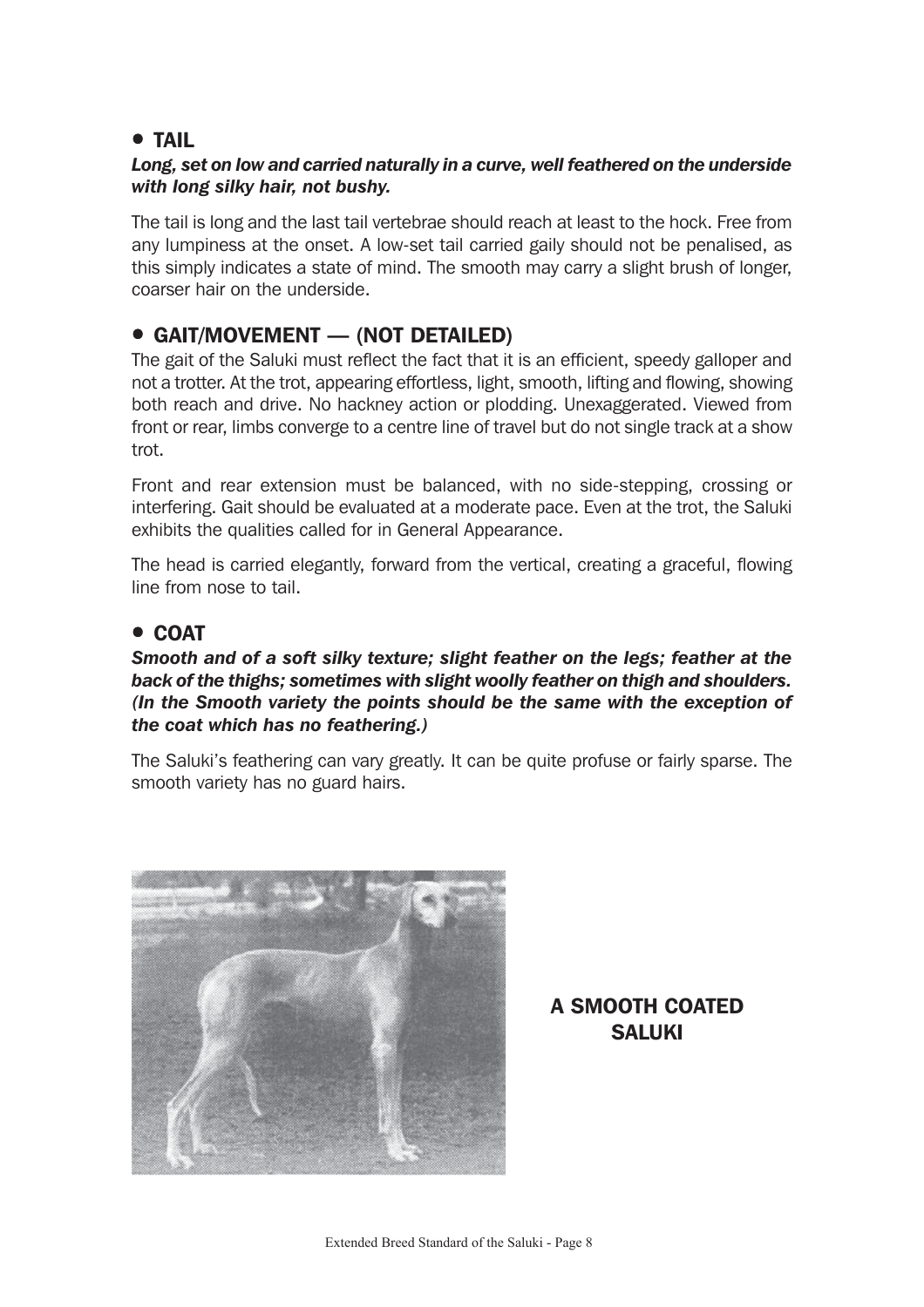## • TAIL

***Long, set on low and carried naturally in a curve, well feathered on the underside with long silky hair, not bushy.***

The tail is long and the last tail vertebrae should reach at least to the hock. Free from any lumpiness at the onset. A low-set tail carried gaily should not be penalised, as this simply indicates a state of mind. The smooth may carry a slight brush of longer, coarser hair on the underside.

## • GAIT/MOVEMENT — (NOT DETAILED)

The gait of the Saluki must reflect the fact that it is an efficient, speedy galloper and not a trotter. At the trot, appearing effortless, light, smooth, lifting and flowing, showing both reach and drive. No hackney action or plodding. Unexaggerated. Viewed from front or rear, limbs converge to a centre line of travel but do not single track at a show trot.

Front and rear extension must be balanced, with no side-stepping, crossing or interfering. Gait should be evaluated at a moderate pace. Even at the trot, the Saluki exhibits the qualities called for in General Appearance.

The head is carried elegantly, forward from the vertical, creating a graceful, flowing line from nose to tail.

## • COAT

***Smooth and of a soft silky texture; slight feather on the legs; feather at the back of the thighs; sometimes with slight woolly feather on thigh and shoulders. (In the Smooth variety the points should be the same with the exception of the coat which has no feathering.)***

The Saluki's feathering can vary greatly. It can be quite profuse or fairly sparse. The smooth variety has no guard hairs.

**A SMOOTH COATED SALUKI**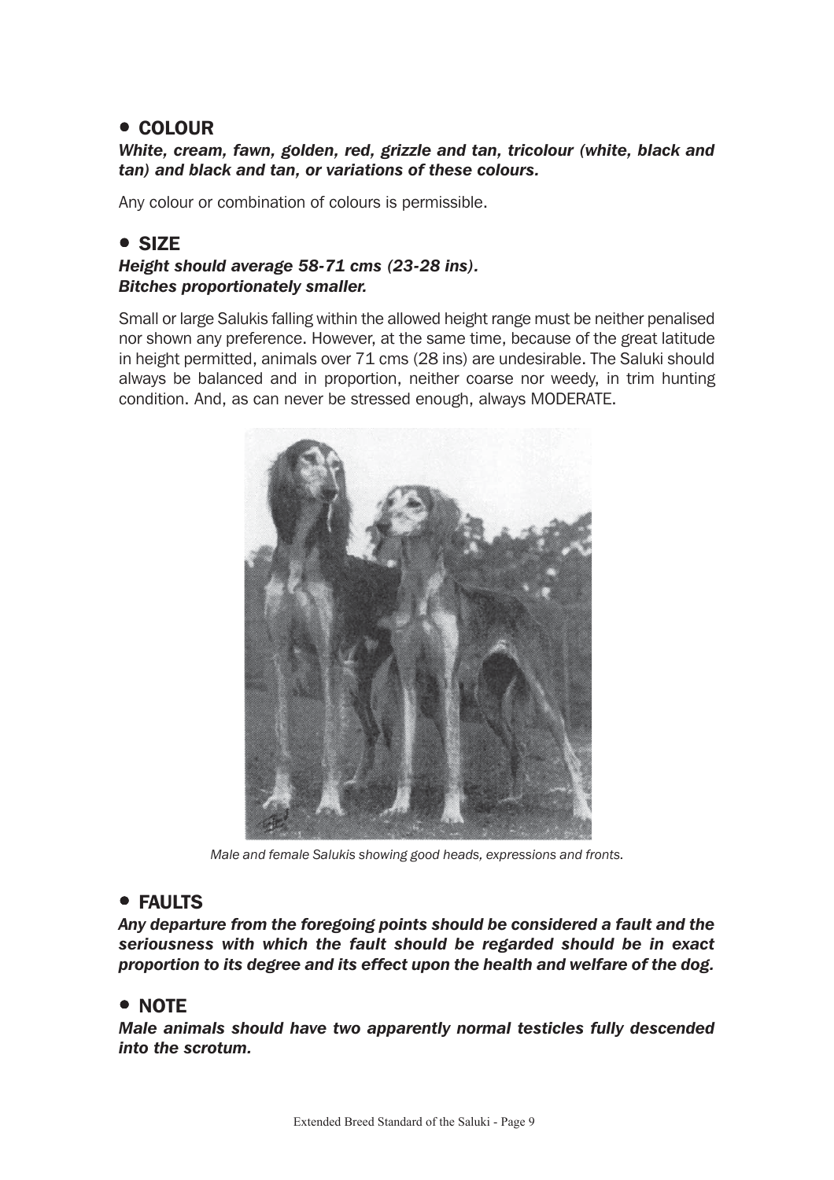## • COLOUR

***White, cream, fawn, golden, red, grizzle and tan, tricolour (white, black and tan) and black and tan, or variations of these colours.***

Any colour or combination of colours is permissible.

## • SIZE

***Height should average 58-71 cms (23-28 ins).***
***Bitches proportionately smaller.***

Small or large Salukis falling within the allowed height range must be neither penalised nor shown any preference. However, at the same time, because of the great latitude in height permitted, animals over 71 cms (28 ins) are undesirable. The Saluki should always be balanced and in proportion, neither coarse nor weedy, in trim hunting condition. And, as can never be stressed enough, always MODERATE.

*Male and female Salukis showing good heads, expressions and fronts.*

## • FAULTS

***Any departure from the foregoing points should be considered a fault and the seriousness with which the fault should be regarded should be in exact proportion to its degree and its effect upon the health and welfare of the dog.***

## • NOTE

***Male animals should have two apparently normal testicles fully descended into the scrotum.***